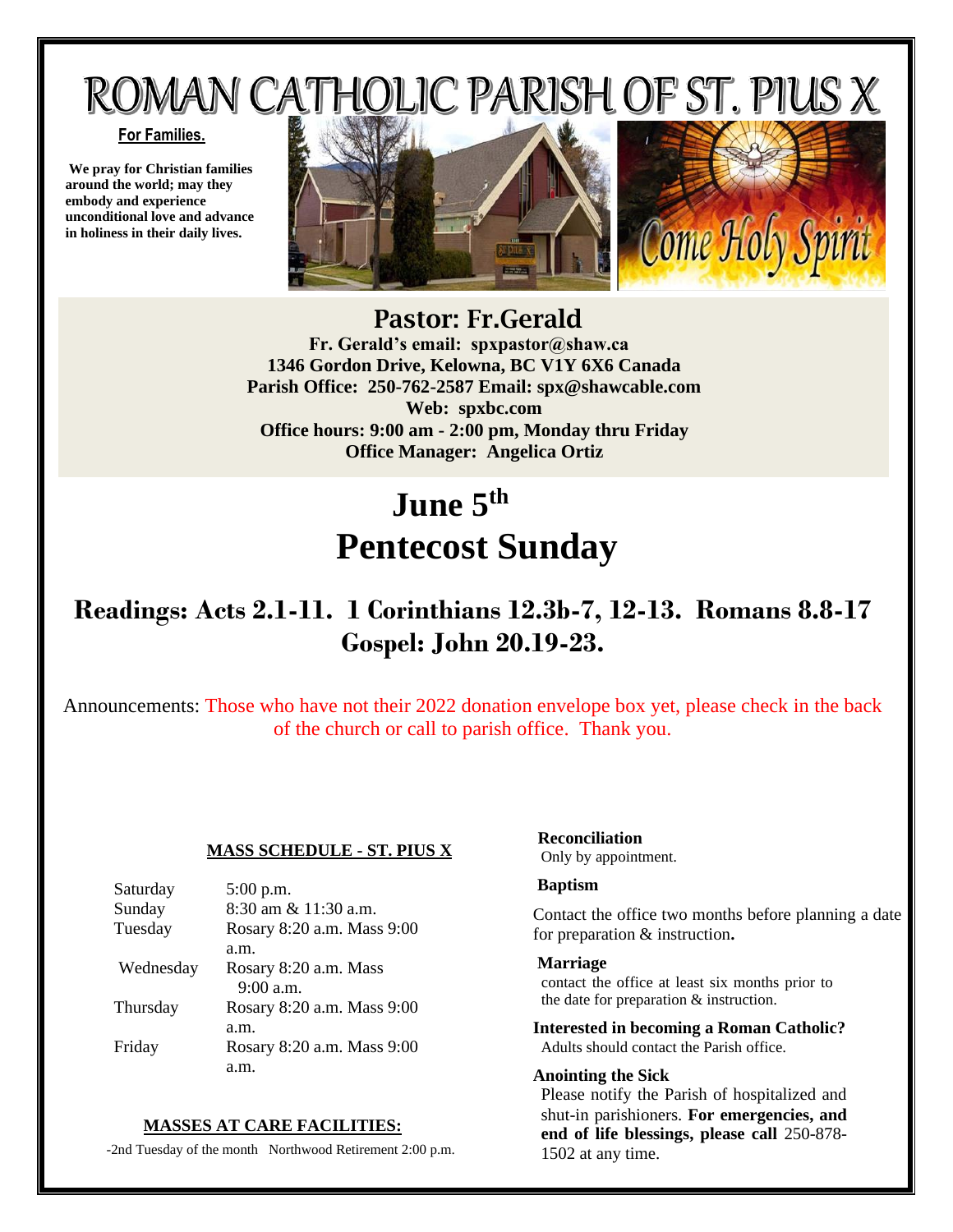# ROMAN CATHOLIC PARISH OF ST. PIUS X

**For Families.**

**We pray for Christian families around the world; may they embody and experience unconditional love and advance in holiness in their daily lives.**

## Pastor: Fr.Gerald

**Fr. Gerald's email: spxpastor@shaw.ca**
**1346 Gordon Drive, Kelowna, BC V1Y 6X6 Canada**
**Parish Office: 250-762-2587 Email: spx@shawcable.com**
**Web: spxbc.com**
**Office hours: 9:00 am - 2:00 pm, Monday thru Friday**
**Office Manager: Angelica Ortiz**

# June 5th
# Pentecost Sunday

## Readings: Acts 2.1-11. 1 Corinthians 12.3b-7, 12-13. Romans 8.8-17
## Gospel: John 20.19-23.

Announcements: Those who have not their 2022 donation envelope box yet, please check in the back of the church or call to parish office. Thank you.

**MASS SCHEDULE - ST. PIUS X**

| | |
|---|---|
| Saturday | 5:00 p.m. |
| Sunday | 8:30 am & 11:30 a.m. |
| Tuesday | Rosary 8:20 a.m. Mass 9:00 a.m. |
| Wednesday | Rosary 8:20 a.m. Mass 9:00 a.m. |
| Thursday | Rosary 8:20 a.m. Mass 9:00 a.m. |
| Friday | Rosary 8:20 a.m. Mass 9:00 a.m. |

**MASSES AT CARE FACILITIES:**

-2nd Tuesday of the month Northwood Retirement 2:00 p.m.

**Reconciliation**
Only by appointment.

**Baptism**
Contact the office two months before planning a date for preparation & instruction**.**

**Marriage**
contact the office at least six months prior to the date for preparation & instruction.

**Interested in becoming a Roman Catholic?**
Adults should contact the Parish office.

**Anointing the Sick**
Please notify the Parish of hospitalized and shut-in parishioners. **For emergencies, and end of life blessings, please call** 250-878-1502 at any time.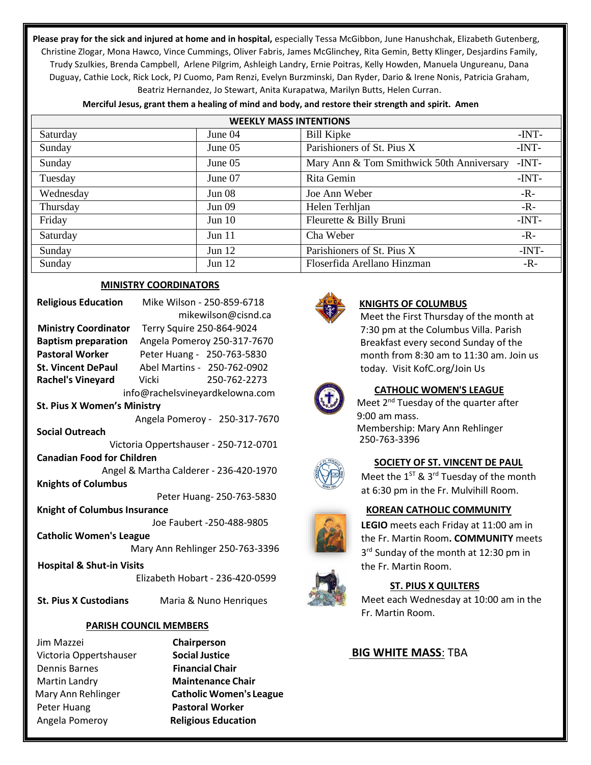**Please pray for the sick and injured at home and in hospital,** especially Tessa McGibbon, June Hanushchak, Elizabeth Gutenberg, Christine Zlogar, Mona Hawco, Vince Cummings, Oliver Fabris, James McGlinchey, Rita Gemin, Betty Klinger, Desjardins Family, Trudy Szulkies, Brenda Campbell, Arlene Pilgrim, Ashleigh Landry, Ernie Poitras, Kelly Howden, Manuela Ungureanu, Dana Duguay, Cathie Lock, Rick Lock, PJ Cuomo, Pam Renzi, Evelyn Burzminski, Dan Ryder, Dario & Irene Nonis, Patricia Graham, Beatriz Hernandez, Jo Stewart, Anita Kurapatwa, Marilyn Butts, Helen Curran.

**Merciful Jesus, grant them a healing of mind and body, and restore their strength and spirit. Amen**

| WEEKLY MASS INTENTIONS | | | |
|---|---|---|---|
| Saturday | June 04 | Bill Kipke | -INT- |
| Sunday | June 05 | Parishioners of St. Pius X | -INT- |
| Sunday | June 05 | Mary Ann & Tom Smithwick 50th Anniversary | -INT- |
| Tuesday | June 07 | Rita Gemin | -INT- |
| Wednesday | Jun 08 | Joe Ann Weber | -R- |
| Thursday | Jun 09 | Helen Terhljan | -R- |
| Friday | Jun 10 | Fleurette & Billy Bruni | -INT- |
| Saturday | Jun 11 | Cha Weber | -R- |
| Sunday | Jun 12 | Parishioners of St. Pius X | -INT- |
| Sunday | Jun 12 | Floserfida Arellano Hinzman | -R- |

## MINISTRY COORDINATORS

**Religious Education** Mike Wilson - 250-859-6718 mikewilson@cisnd.ca
**Ministry Coordinator** Terry Squire 250-864-9024
**Baptism preparation** Angela Pomeroy 250-317-7670
**Pastoral Worker** Peter Huang - 250-763-5830
**St. Vincent DePaul** Abel Martins - 250-762-0902
**Rachel's Vineyard** Vicki 250-762-2273 info@rachelsvineyardkelowna.com
**St. Pius X Women's Ministry** Angela Pomeroy - 250-317-7670
**Social Outreach** Victoria Oppertshauser - 250-712-0701
**Canadian Food for Children** Angel & Martha Calderer - 236-420-1970
**Knights of Columbus** Peter Huang- 250-763-5830
**Knight of Columbus Insurance** Joe Faubert -250-488-9805
**Catholic Women's League** Mary Ann Rehlinger 250-763-3396
**Hospital & Shut-in Visits** Elizabeth Hobart - 236-420-0599
**St. Pius X Custodians** Maria & Nuno Henriques

## PARISH COUNCIL MEMBERS

| | |
|---|---|
| Jim Mazzei | **Chairperson** |
| Victoria Oppertshauser | **Social Justice** |
| Dennis Barnes | **Financial Chair** |
| Martin Landry | **Maintenance Chair** |
| Mary Ann Rehlinger | **Catholic Women's League** |
| Peter Huang | **Pastoral Worker** |
| Angela Pomeroy | **Religious Education** |

## KNIGHTS OF COLUMBUS

Meet the First Thursday of the month at 7:30 pm at the Columbus Villa. Parish Breakfast every second Sunday of the month from 8:30 am to 11:30 am. Join us today. Visit KofC.org/Join Us

## CATHOLIC WOMEN'S LEAGUE

Meet 2nd Tuesday of the quarter after 9:00 am mass.
Membership: Mary Ann Rehlinger 250-763-3396

## SOCIETY OF ST. VINCENT DE PAUL

Meet the 1ST & 3rd Tuesday of the month at 6:30 pm in the Fr. Mulvihill Room.

## KOREAN CATHOLIC COMMUNITY

**LEGIO** meets each Friday at 11:00 am in the Fr. Martin Room**. COMMUNITY** meets 3rd Sunday of the month at 12:30 pm in the Fr. Martin Room.

## ST. PIUS X QUILTERS

Meet each Wednesday at 10:00 am in the Fr. Martin Room.

**BIG WHITE MASS**: TBA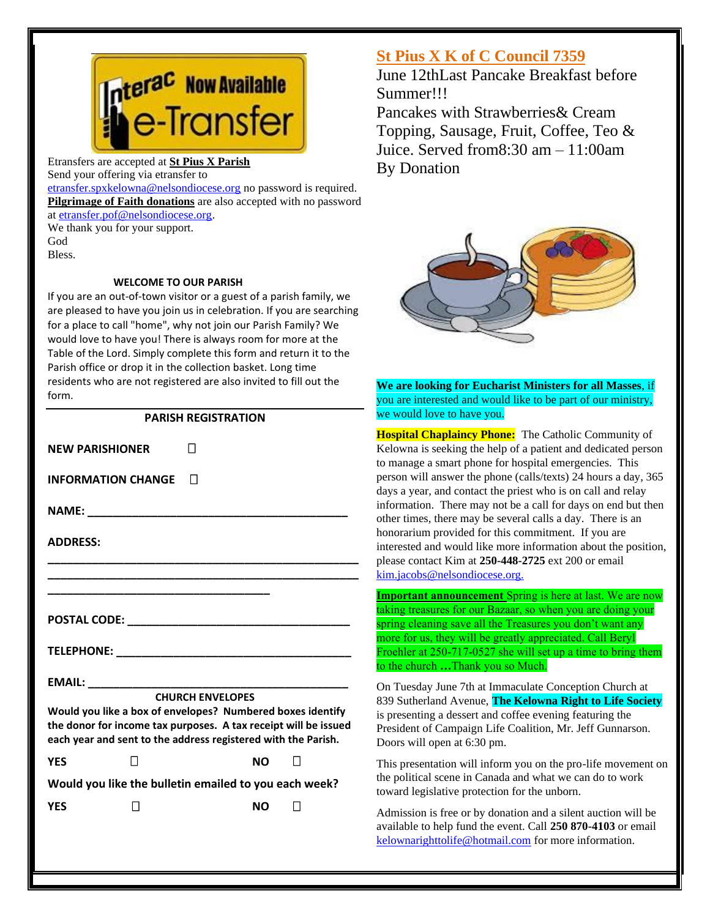Etransfers are accepted at **St Pius X Parish**
Send your offering via etransfer to
etransfer.spxkelowna@nelsondiocese.org no password is required.
**Pilgrimage of Faith donations** are also accepted with no password at etransfer.pof@nelsondiocese.org.
We thank you for your support.
God
Bless.

**WELCOME TO OUR PARISH**

If you are an out-of-town visitor or a guest of a parish family, we are pleased to have you join us in celebration. If you are searching for a place to call "home", why not join our Parish Family? We would love to have you! There is always room for more at the Table of the Lord. Simply complete this form and return it to the Parish office or drop it in the collection basket. Long time residents who are not registered are also invited to fill out the form.

**PARISH REGISTRATION**

**NEW PARISHIONER** ☐

**INFORMATION CHANGE** ☐

**NAME:** ___________________________________________

**ADDRESS:**
_____________________________________________________
_____________________________________________________
_____________________________________

**POSTAL CODE:** ____________________________________

**TELEPHONE:** ______________________________________

**EMAIL:** ___________________________________________

**CHURCH ENVELOPES**

**Would you like a box of envelopes? Numbered boxes identify the donor for income tax purposes. A tax receipt will be issued each year and sent to the address registered with the Parish.**

**YES** ☐ **NO** ☐

**Would you like the bulletin emailed to you each week?**

**YES** ☐ **NO** ☐

## St Pius X K of C Council 7359

June 12thLast Pancake Breakfast before Summer!!!
Pancakes with Strawberries& Cream Topping, Sausage, Fruit, Coffee, Teo & Juice. Served from8:30 am – 11:00am
By Donation

**We are looking for Eucharist Ministers for all Masses**, if you are interested and would like to be part of our ministry, we would love to have you.

**Hospital Chaplaincy Phone:** The Catholic Community of Kelowna is seeking the help of a patient and dedicated person to manage a smart phone for hospital emergencies. This person will answer the phone (calls/texts) 24 hours a day, 365 days a year, and contact the priest who is on call and relay information. There may not be a call for days on end but then other times, there may be several calls a day. There is an honorarium provided for this commitment. If you are interested and would like more information about the position, please contact Kim at **250-448-2725** ext 200 or email kim.jacobs@nelsondiocese.org.

**Important announcement** Spring is here at last. We are now taking treasures for our Bazaar, so when you are doing your spring cleaning save all the Treasures you don't want any more for us, they will be greatly appreciated. Call Beryl Froehler at 250-717-0527 she will set up a time to bring them to the church **…**Thank you so Much.

On Tuesday June 7th at Immaculate Conception Church at 839 Sutherland Avenue, **The Kelowna Right to Life Society** is presenting a dessert and coffee evening featuring the President of Campaign Life Coalition, Mr. Jeff Gunnarson. Doors will open at 6:30 pm.

This presentation will inform you on the pro-life movement on the political scene in Canada and what we can do to work toward legislative protection for the unborn.

Admission is free or by donation and a silent auction will be available to help fund the event. Call **250 870-4103** or email kelownarighttolife@hotmail.com for more information.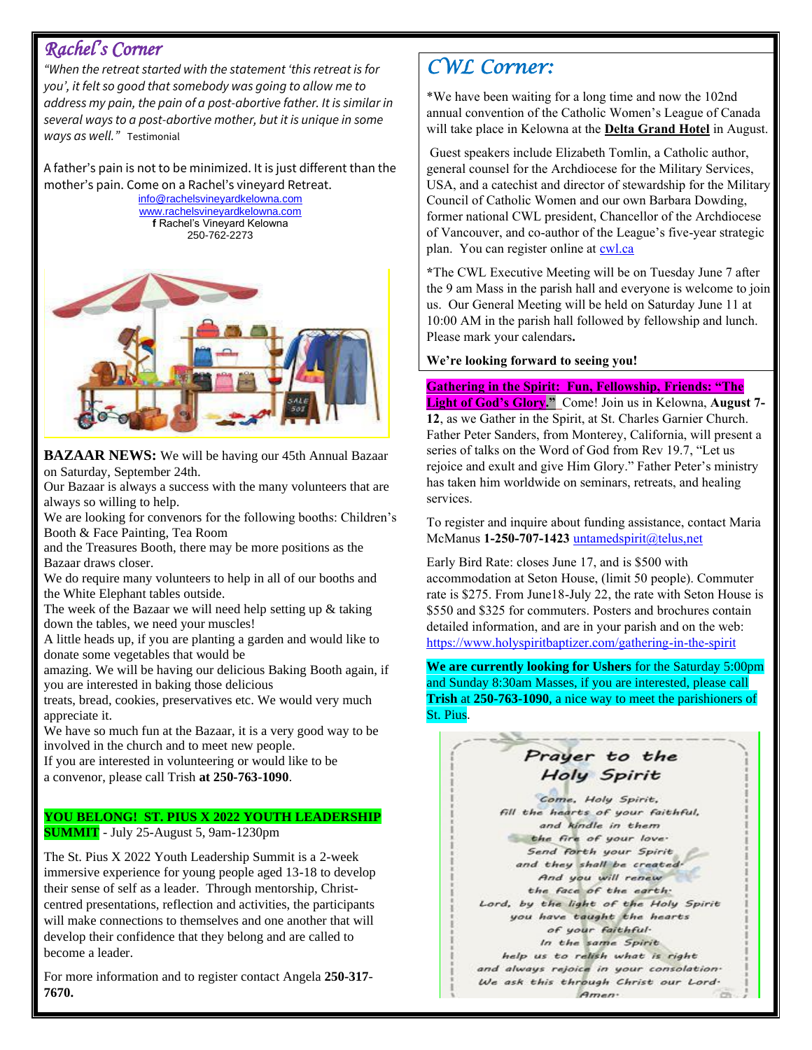## Rachel's Corner

*"When the retreat started with the statement 'this retreat is for you', it felt so good that somebody was going to allow me to address my pain, the pain of a post-abortive father. It is similar in several ways to a post-abortive mother, but it is unique in some ways as well."* Testimonial

A father's pain is not to be minimized. It is just different than the mother's pain. Come on a Rachel's vineyard Retreat.

info@rachelsvineyardkelowna.com
www.rachelsvineyardkelowna.com
**f** Rachel's Vineyard Kelowna
250-762-2273

**BAZAAR NEWS:** We will be having our 45th Annual Bazaar on Saturday, September 24th.

Our Bazaar is always a success with the many volunteers that are always so willing to help.

We are looking for convenors for the following booths: Children's Booth & Face Painting, Tea Room and the Treasures Booth, there may be more positions as the Bazaar draws closer.

We do require many volunteers to help in all of our booths and the White Elephant tables outside.

The week of the Bazaar we will need help setting up & taking down the tables, we need your muscles!

A little heads up, if you are planting a garden and would like to donate some vegetables that would be amazing. We will be having our delicious Baking Booth again, if you are interested in baking those delicious treats, bread, cookies, preservatives etc. We would very much appreciate it.

We have so much fun at the Bazaar, it is a very good way to be involved in the church and to meet new people.

If you are interested in volunteering or would like to be a convenor, please call Trish **at 250-763-1090**.

**YOU BELONG! ST. PIUS X 2022 YOUTH LEADERSHIP SUMMIT** - July 25-August 5, 9am-1230pm

The St. Pius X 2022 Youth Leadership Summit is a 2-week immersive experience for young people aged 13-18 to develop their sense of self as a leader. Through mentorship, Christ-centred presentations, reflection and activities, the participants will make connections to themselves and one another that will develop their confidence that they belong and are called to become a leader.

For more information and to register contact Angela **250-317-7670.**

## *CWL Corner:*

*We have been waiting for a long time and now the 102nd annual convention of the Catholic Women's League of Canada will take place in Kelowna at the **Delta Grand Hotel** in August.

Guest speakers include Elizabeth Tomlin, a Catholic author, general counsel for the Archdiocese for the Military Services, USA, and a catechist and director of stewardship for the Military Council of Catholic Women and our own Barbara Dowding, former national CWL president, Chancellor of the Archdiocese of Vancouver, and co-author of the League's five-year strategic plan. You can register online at cwl.ca

*The CWL Executive Meeting will be on Tuesday June 7 after the 9 am Mass in the parish hall and everyone is welcome to join us. Our General Meeting will be held on Saturday June 11 at 10:00 AM in the parish hall followed by fellowship and lunch. Please mark your calendars**.**

**We're looking forward to seeing you!**

**Gathering in the Spirit: Fun, Fellowship, Friends: "The Light of God's Glory."** Come! Join us in Kelowna, **August 7-12**, as we Gather in the Spirit, at St. Charles Garnier Church. Father Peter Sanders, from Monterey, California, will present a series of talks on the Word of God from Rev 19.7, "Let us rejoice and exult and give Him Glory." Father Peter's ministry has taken him worldwide on seminars, retreats, and healing services.

To register and inquire about funding assistance, contact Maria McManus **1-250-707-1423** untamedspirit@telus,net

Early Bird Rate: closes June 17, and is $500 with accommodation at Seton House, (limit 50 people). Commuter rate is $275. From June18-July 22, the rate with Seton House is $550 and $325 for commuters. Posters and brochures contain detailed information, and are in your parish and on the web: https://www.holyspiritbaptizer.com/gathering-in-the-spirit

**We are currently looking for Ushers** for the Saturday 5:00pm and Sunday 8:30am Masses, if you are interested, please call **Trish** at **250-763-1090**, a nice way to meet the parishioners of St. Pius.

### Prayer to the Holy Spirit

Come, Holy Spirit,
fill the hearts of your faithful,
and kindle in them
the fire of your love.
Send forth your Spirit
and they shall be created.
And you will renew
the face of the earth.
Lord, by the light of the Holy Spirit
you have taught the hearts
of your faithful.
In the same Spirit
help us to relish what is right
and always rejoice in your consolation.
We ask this through Christ our Lord.
Amen.